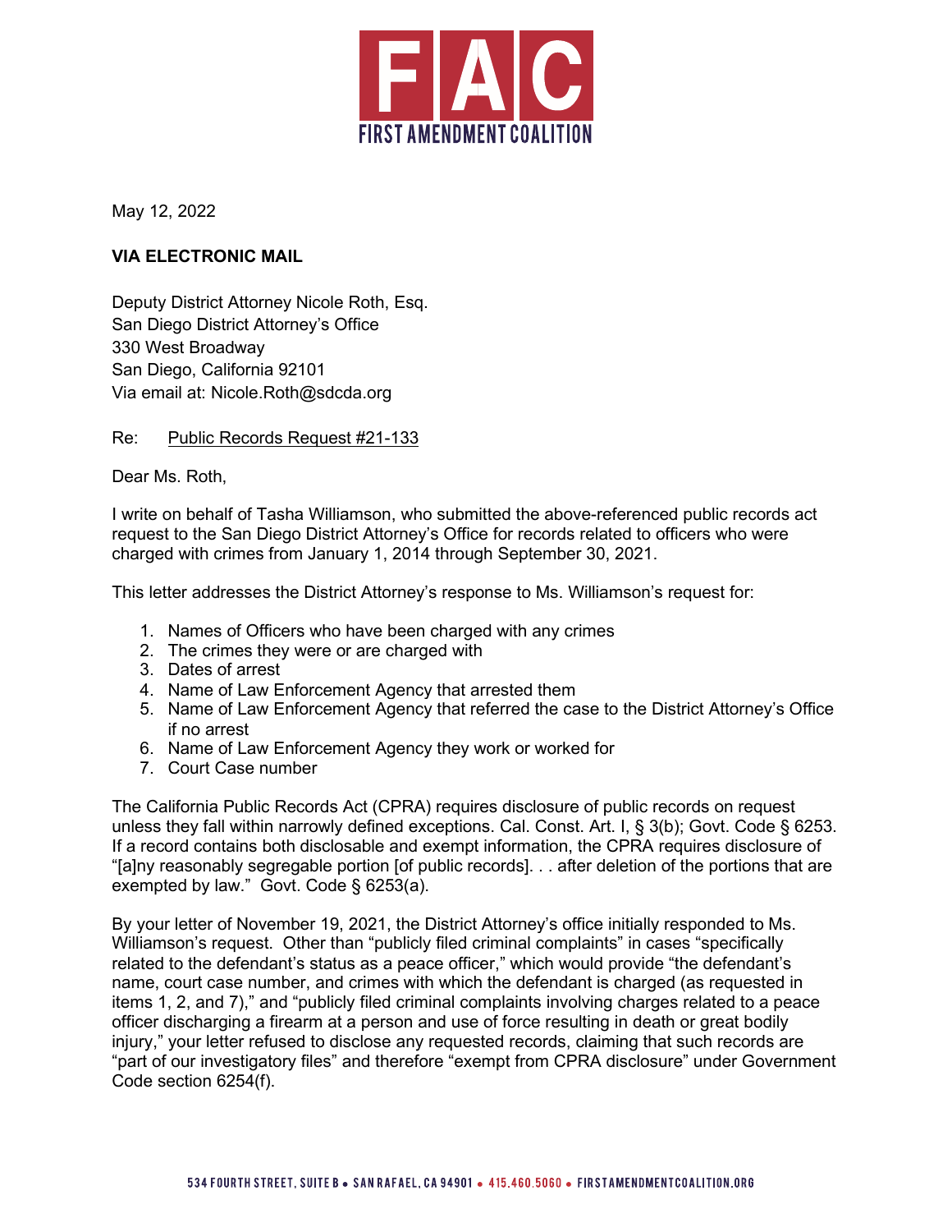FIRST AMENDMENT COALITION

May 12, 2022

**VIA ELECTRONIC MAIL**

Deputy District Attorney Nicole Roth, Esq.
San Diego District Attorney's Office
330 West Broadway
San Diego, California 92101
Via email at: Nicole.Roth@sdcda.org

Re: Public Records Request #21-133

Dear Ms. Roth,

I write on behalf of Tasha Williamson, who submitted the above-referenced public records act request to the San Diego District Attorney's Office for records related to officers who were charged with crimes from January 1, 2014 through September 30, 2021.

This letter addresses the District Attorney's response to Ms. Williamson's request for:

1. Names of Officers who have been charged with any crimes
2. The crimes they were or are charged with
3. Dates of arrest
4. Name of Law Enforcement Agency that arrested them
5. Name of Law Enforcement Agency that referred the case to the District Attorney's Office if no arrest
6. Name of Law Enforcement Agency they work or worked for
7. Court Case number

The California Public Records Act (CPRA) requires disclosure of public records on request unless they fall within narrowly defined exceptions. Cal. Const. Art. I, § 3(b); Govt. Code § 6253. If a record contains both disclosable and exempt information, the CPRA requires disclosure of "[a]ny reasonably segregable portion [of public records]. . . after deletion of the portions that are exempted by law." Govt. Code § 6253(a).

By your letter of November 19, 2021, the District Attorney's office initially responded to Ms. Williamson's request. Other than "publicly filed criminal complaints" in cases "specifically related to the defendant's status as a peace officer," which would provide "the defendant's name, court case number, and crimes with which the defendant is charged (as requested in items 1, 2, and 7)," and "publicly filed criminal complaints involving charges related to a peace officer discharging a firearm at a person and use of force resulting in death or great bodily injury," your letter refused to disclose any requested records, claiming that such records are "part of our investigatory files" and therefore "exempt from CPRA disclosure" under Government Code section 6254(f).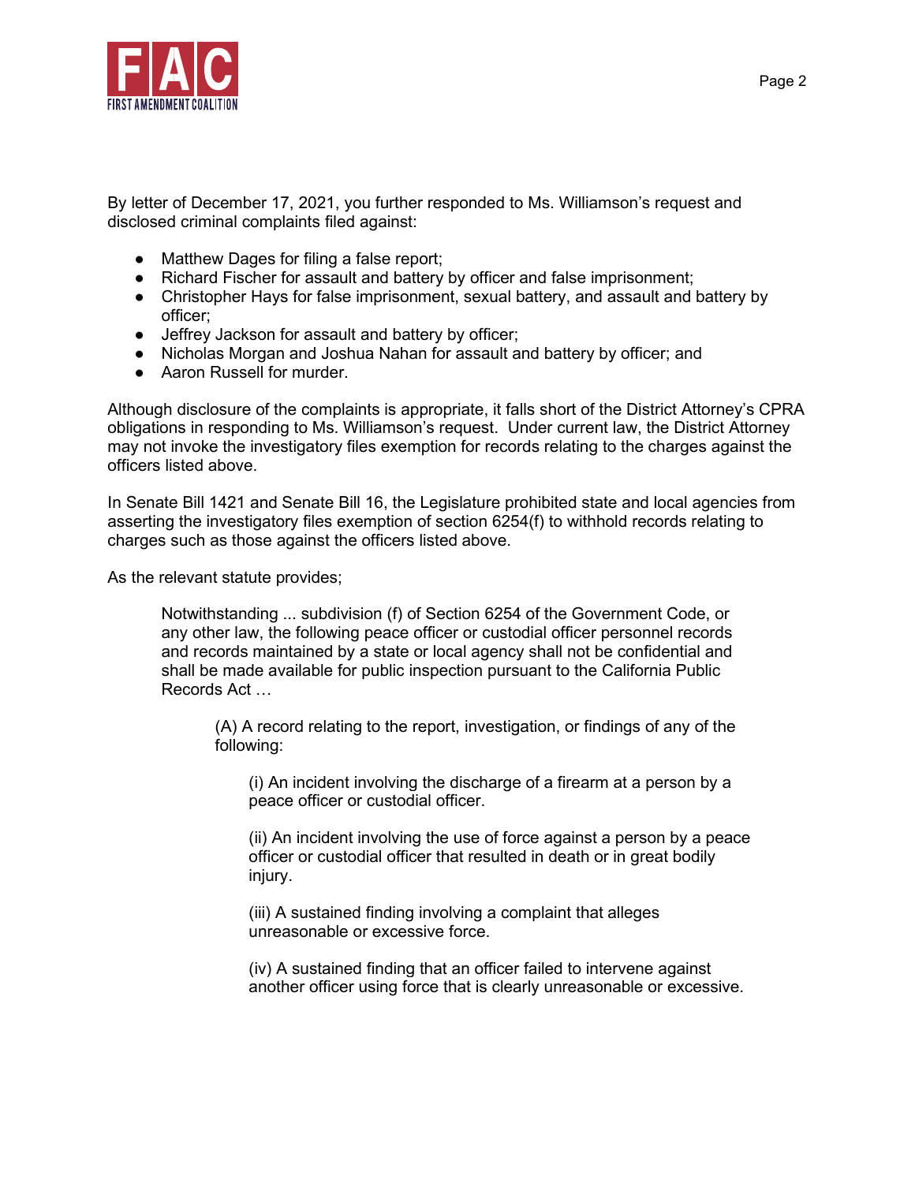By letter of December 17, 2021, you further responded to Ms. Williamson's request and disclosed criminal complaints filed against:

- Matthew Dages for filing a false report;
- Richard Fischer for assault and battery by officer and false imprisonment;
- Christopher Hays for false imprisonment, sexual battery, and assault and battery by officer;
- Jeffrey Jackson for assault and battery by officer;
- Nicholas Morgan and Joshua Nahan for assault and battery by officer; and
- Aaron Russell for murder.

Although disclosure of the complaints is appropriate, it falls short of the District Attorney's CPRA obligations in responding to Ms. Williamson's request. Under current law, the District Attorney may not invoke the investigatory files exemption for records relating to the charges against the officers listed above.

In Senate Bill 1421 and Senate Bill 16, the Legislature prohibited state and local agencies from asserting the investigatory files exemption of section 6254(f) to withhold records relating to charges such as those against the officers listed above.

As the relevant statute provides;

> Notwithstanding ... subdivision (f) of Section 6254 of the Government Code, or any other law, the following peace officer or custodial officer personnel records and records maintained by a state or local agency shall not be confidential and shall be made available for public inspection pursuant to the California Public Records Act …
>
> > (A) A record relating to the report, investigation, or findings of any of the following:
> >
> > > (i) An incident involving the discharge of a firearm at a person by a peace officer or custodial officer.
> > >
> > > (ii) An incident involving the use of force against a person by a peace officer or custodial officer that resulted in death or in great bodily injury.
> > >
> > > (iii) A sustained finding involving a complaint that alleges unreasonable or excessive force.
> > >
> > > (iv) A sustained finding that an officer failed to intervene against another officer using force that is clearly unreasonable or excessive.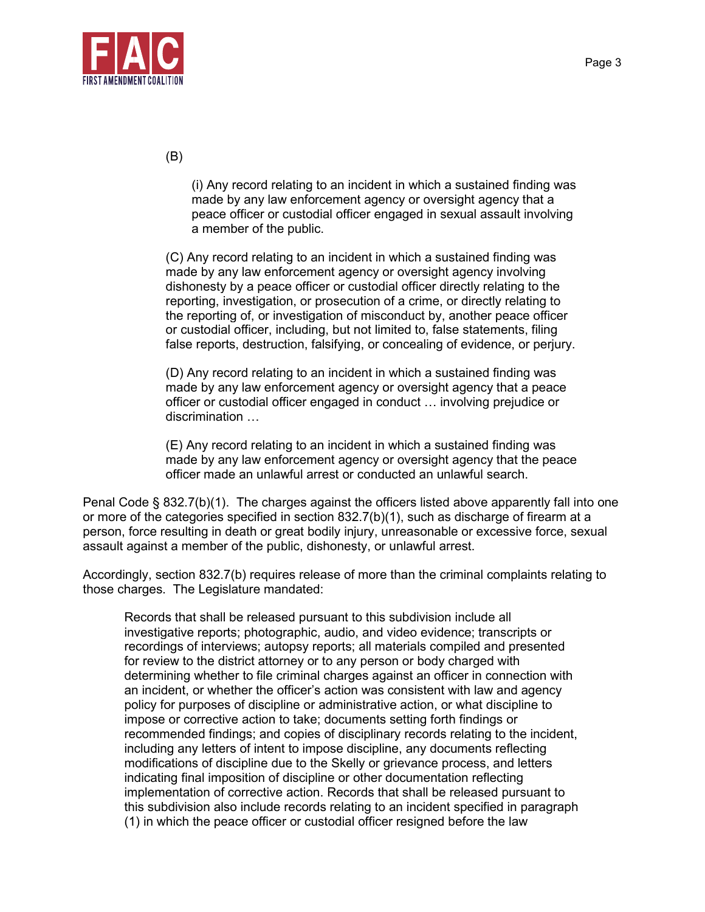(B)

> (i) Any record relating to an incident in which a sustained finding was made by any law enforcement agency or oversight agency that a peace officer or custodial officer engaged in sexual assault involving a member of the public.

(C) Any record relating to an incident in which a sustained finding was made by any law enforcement agency or oversight agency involving dishonesty by a peace officer or custodial officer directly relating to the reporting, investigation, or prosecution of a crime, or directly relating to the reporting of, or investigation of misconduct by, another peace officer or custodial officer, including, but not limited to, false statements, filing false reports, destruction, falsifying, or concealing of evidence, or perjury.

(D) Any record relating to an incident in which a sustained finding was made by any law enforcement agency or oversight agency that a peace officer or custodial officer engaged in conduct … involving prejudice or discrimination …

(E) Any record relating to an incident in which a sustained finding was made by any law enforcement agency or oversight agency that the peace officer made an unlawful arrest or conducted an unlawful search.

Penal Code § 832.7(b)(1). The charges against the officers listed above apparently fall into one or more of the categories specified in section 832.7(b)(1), such as discharge of firearm at a person, force resulting in death or great bodily injury, unreasonable or excessive force, sexual assault against a member of the public, dishonesty, or unlawful arrest.

Accordingly, section 832.7(b) requires release of more than the criminal complaints relating to those charges. The Legislature mandated:

> Records that shall be released pursuant to this subdivision include all investigative reports; photographic, audio, and video evidence; transcripts or recordings of interviews; autopsy reports; all materials compiled and presented for review to the district attorney or to any person or body charged with determining whether to file criminal charges against an officer in connection with an incident, or whether the officer's action was consistent with law and agency policy for purposes of discipline or administrative action, or what discipline to impose or corrective action to take; documents setting forth findings or recommended findings; and copies of disciplinary records relating to the incident, including any letters of intent to impose discipline, any documents reflecting modifications of discipline due to the Skelly or grievance process, and letters indicating final imposition of discipline or other documentation reflecting implementation of corrective action. Records that shall be released pursuant to this subdivision also include records relating to an incident specified in paragraph (1) in which the peace officer or custodial officer resigned before the law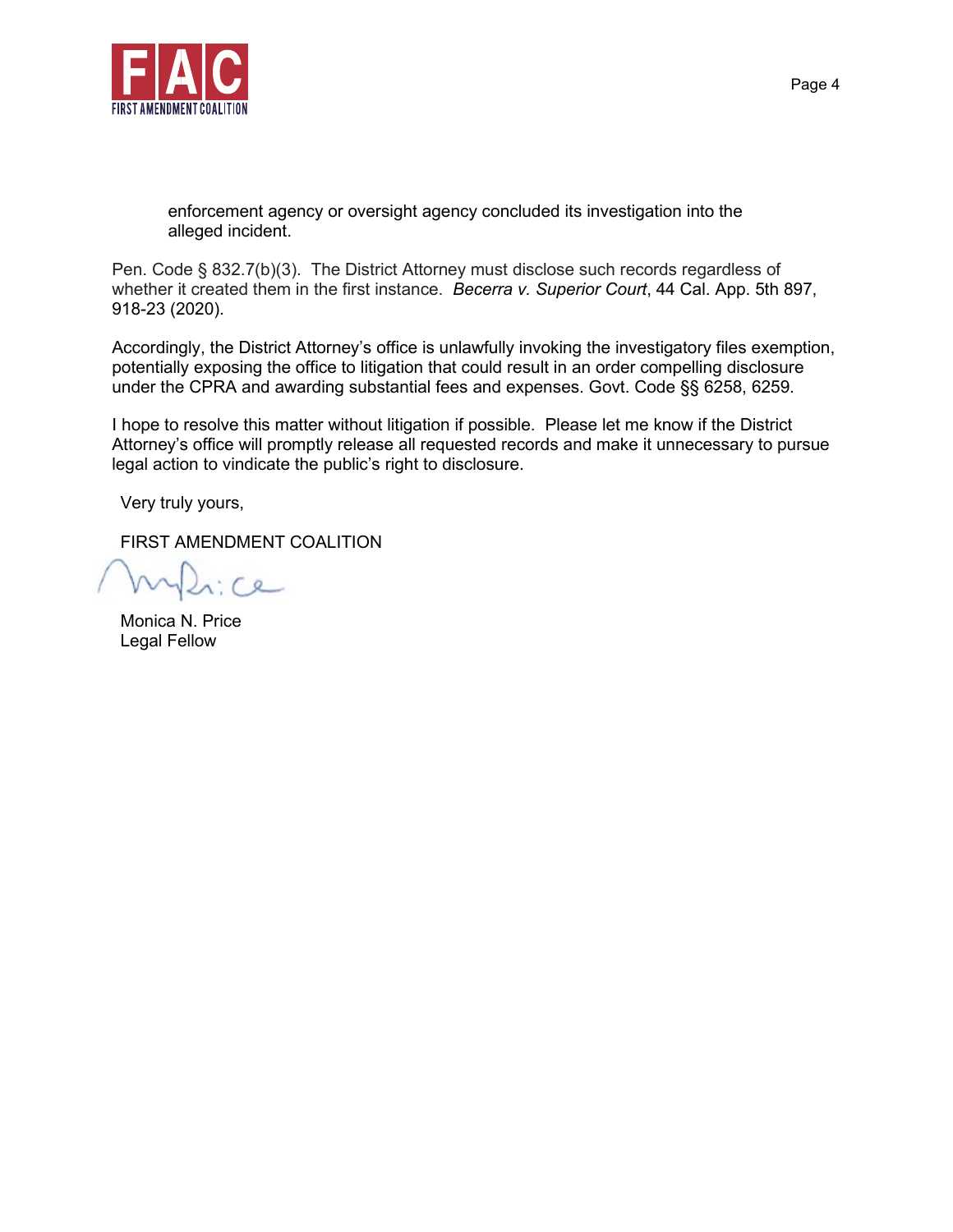enforcement agency or oversight agency concluded its investigation into the alleged incident.

Pen. Code § 832.7(b)(3). The District Attorney must disclose such records regardless of whether it created them in the first instance. *Becerra v. Superior Court*, 44 Cal. App. 5th 897, 918-23 (2020).

Accordingly, the District Attorney's office is unlawfully invoking the investigatory files exemption, potentially exposing the office to litigation that could result in an order compelling disclosure under the CPRA and awarding substantial fees and expenses. Govt. Code §§ 6258, 6259.

I hope to resolve this matter without litigation if possible. Please let me know if the District Attorney's office will promptly release all requested records and make it unnecessary to pursue legal action to vindicate the public's right to disclosure.

Very truly yours,

FIRST AMENDMENT COALITION

Monica N. Price
Legal Fellow